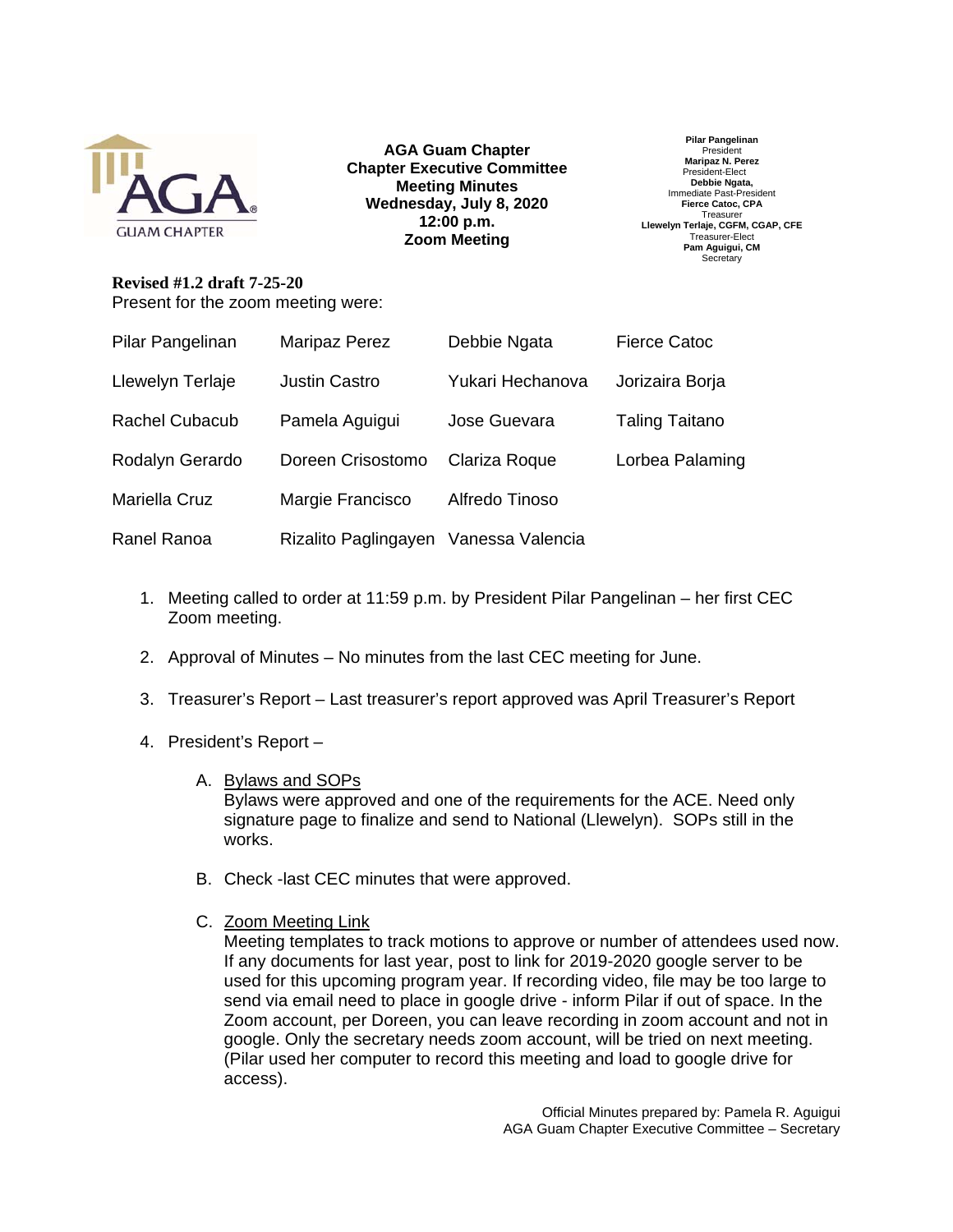**AGA Guam Chapter**
**Chapter Executive Committee**
**Meeting Minutes**
**Wednesday, July 8, 2020**
**12:00 p.m.**
**Zoom Meeting**

**Pilar Pangelinan**
President
**Maripaz N. Perez**
President-Elect
**Debbie Ngata,**
Immediate Past-President
**Fierce Catoc, CPA**
Treasurer
**Llewelyn Terlaje, CGFM, CGAP, CFE**
Treasurer-Elect
**Pam Aguigui, CM**
Secretary

**Revised #1.2 draft 7-25-20**

Present for the zoom meeting were:

| | | | |
|---|---|---|---|
| Pilar Pangelinan | Maripaz Perez | Debbie Ngata | Fierce Catoc |
| Llewelyn Terlaje | Justin Castro | Yukari Hechanova | Jorizaira Borja |
| Rachel Cubacub | Pamela Aguigui | Jose Guevara | Taling Taitano |
| Rodalyn Gerardo | Doreen Crisostomo | Clariza Roque | Lorbea Palaming |
| Mariella Cruz | Margie Francisco | Alfredo Tinoso | |
| Ranel Ranoa | Rizalito Paglingayen | Vanessa Valencia | |

1. Meeting called to order at 11:59 p.m. by President Pilar Pangelinan – her first CEC Zoom meeting.

2. Approval of Minutes – No minutes from the last CEC meeting for June.

3. Treasurer's Report – Last treasurer's report approved was April Treasurer's Report

4. President's Report –

   A. Bylaws and SOPs
   Bylaws were approved and one of the requirements for the ACE. Need only signature page to finalize and send to National (Llewelyn). SOPs still in the works.

   B. Check -last CEC minutes that were approved.

   C. Zoom Meeting Link
   Meeting templates to track motions to approve or number of attendees used now. If any documents for last year, post to link for 2019-2020 google server to be used for this upcoming program year. If recording video, file may be too large to send via email need to place in google drive - inform Pilar if out of space. In the Zoom account, per Doreen, you can leave recording in zoom account and not in google. Only the secretary needs zoom account, will be tried on next meeting. (Pilar used her computer to record this meeting and load to google drive for access).

Official Minutes prepared by: Pamela R. Aguigui
AGA Guam Chapter Executive Committee – Secretary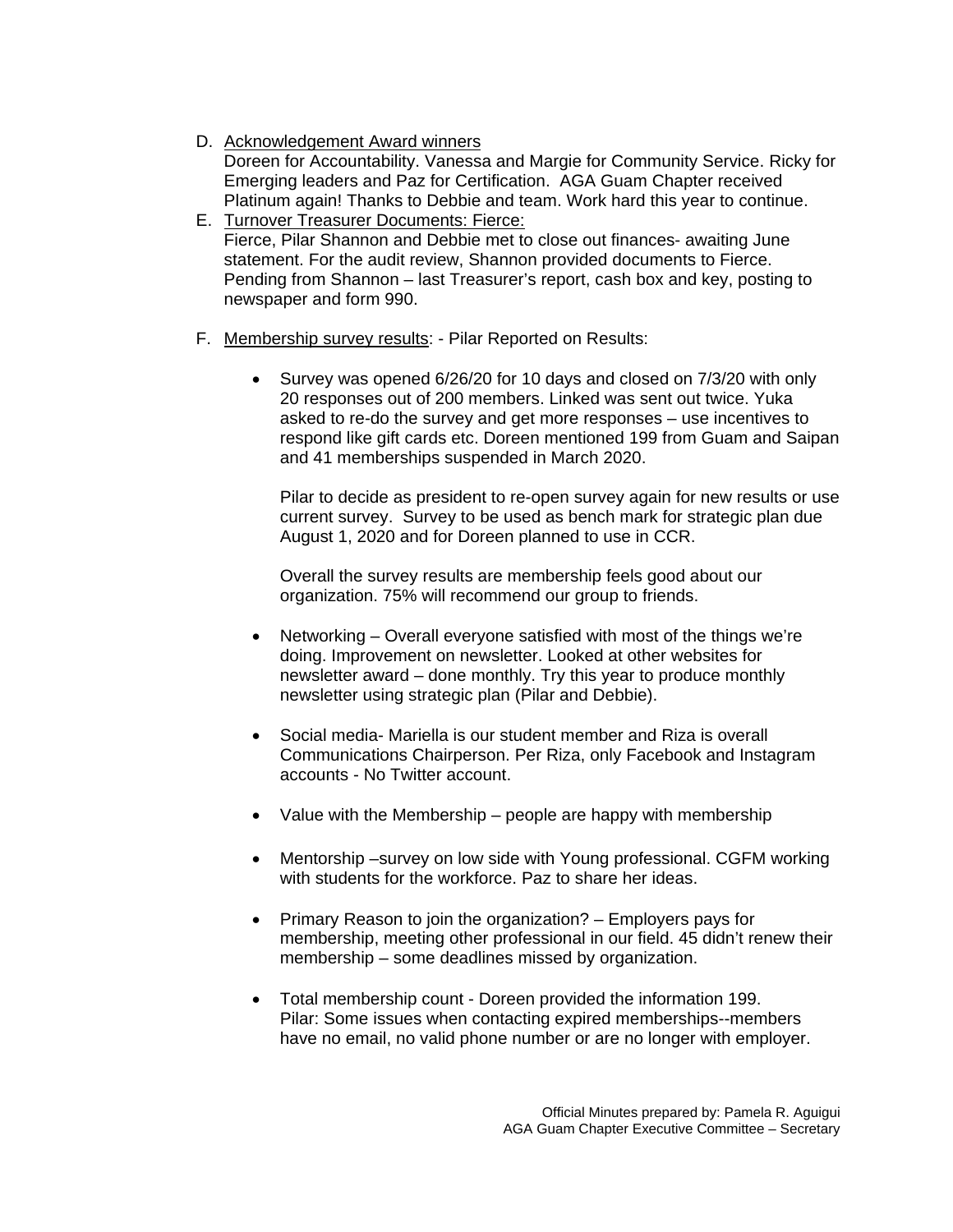D. Acknowledgement Award winners
   Doreen for Accountability. Vanessa and Margie for Community Service. Ricky for Emerging leaders and Paz for Certification. AGA Guam Chapter received Platinum again! Thanks to Debbie and team. Work hard this year to continue.

E. Turnover Treasurer Documents: Fierce:
   Fierce, Pilar Shannon and Debbie met to close out finances- awaiting June statement. For the audit review, Shannon provided documents to Fierce. Pending from Shannon – last Treasurer's report, cash box and key, posting to newspaper and form 990.

F. Membership survey results: - Pilar Reported on Results:

- Survey was opened 6/26/20 for 10 days and closed on 7/3/20 with only 20 responses out of 200 members. Linked was sent out twice. Yuka asked to re-do the survey and get more responses – use incentives to respond like gift cards etc. Doreen mentioned 199 from Guam and Saipan and 41 memberships suspended in March 2020.

  Pilar to decide as president to re-open survey again for new results or use current survey. Survey to be used as bench mark for strategic plan due August 1, 2020 and for Doreen planned to use in CCR.

  Overall the survey results are membership feels good about our organization. 75% will recommend our group to friends.

- Networking – Overall everyone satisfied with most of the things we're doing. Improvement on newsletter. Looked at other websites for newsletter award – done monthly. Try this year to produce monthly newsletter using strategic plan (Pilar and Debbie).

- Social media- Mariella is our student member and Riza is overall Communications Chairperson. Per Riza, only Facebook and Instagram accounts - No Twitter account.

- Value with the Membership – people are happy with membership

- Mentorship –survey on low side with Young professional. CGFM working with students for the workforce. Paz to share her ideas.

- Primary Reason to join the organization? – Employers pays for membership, meeting other professional in our field. 45 didn't renew their membership – some deadlines missed by organization.

- Total membership count - Doreen provided the information 199.
  Pilar: Some issues when contacting expired memberships--members have no email, no valid phone number or are no longer with employer.

Official Minutes prepared by: Pamela R. Aguigui
AGA Guam Chapter Executive Committee – Secretary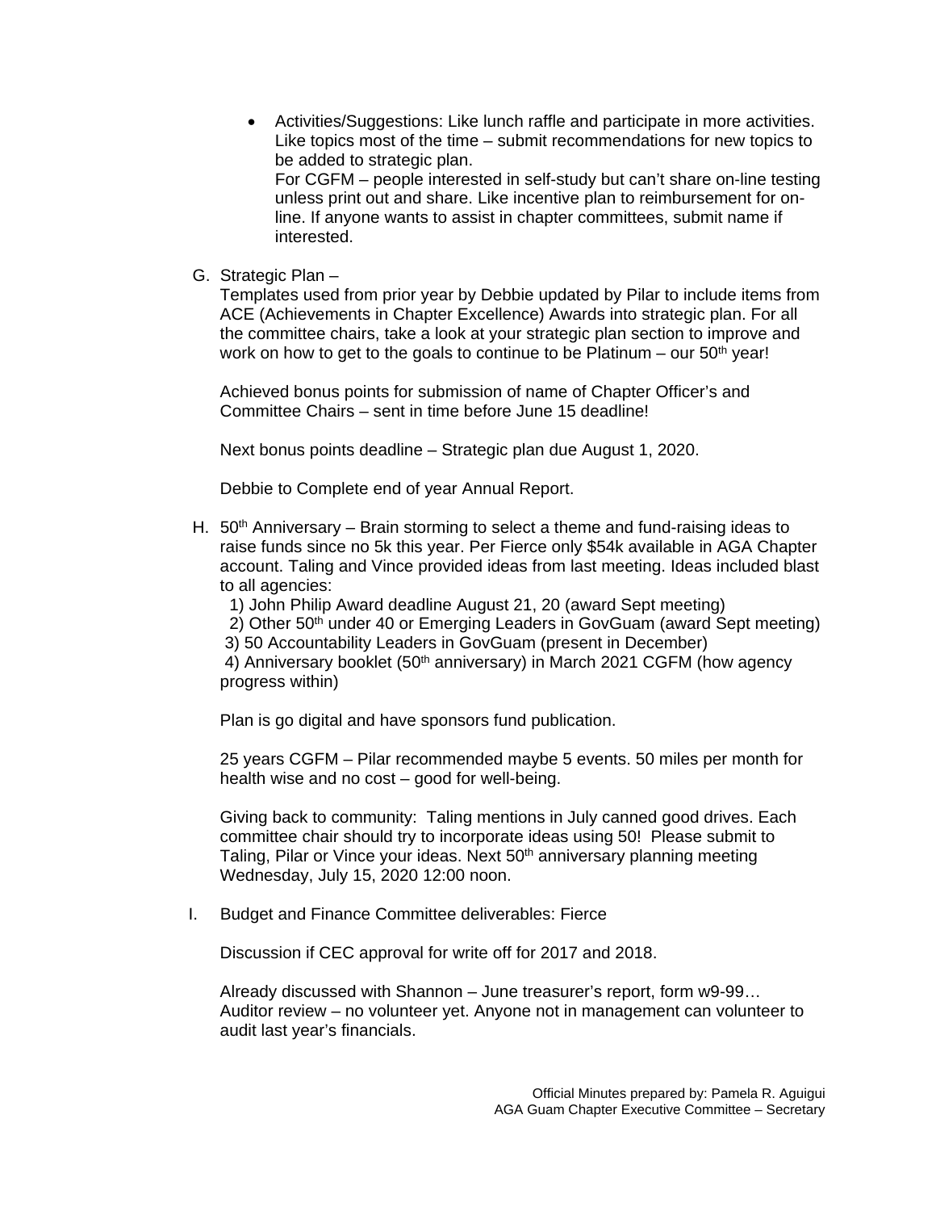- Activities/Suggestions: Like lunch raffle and participate in more activities. Like topics most of the time – submit recommendations for new topics to be added to strategic plan.
  For CGFM – people interested in self-study but can't share on-line testing unless print out and share. Like incentive plan to reimbursement for on-line. If anyone wants to assist in chapter committees, submit name if interested.

G. Strategic Plan –

Templates used from prior year by Debbie updated by Pilar to include items from ACE (Achievements in Chapter Excellence) Awards into strategic plan. For all the committee chairs, take a look at your strategic plan section to improve and work on how to get to the goals to continue to be Platinum – our 50th year!

Achieved bonus points for submission of name of Chapter Officer's and Committee Chairs – sent in time before June 15 deadline!

Next bonus points deadline – Strategic plan due August 1, 2020.

Debbie to Complete end of year Annual Report.

H. 50th Anniversary – Brain storming to select a theme and fund-raising ideas to raise funds since no 5k this year. Per Fierce only $54k available in AGA Chapter account. Taling and Vince provided ideas from last meeting. Ideas included blast to all agencies:

1) John Philip Award deadline August 21, 20 (award Sept meeting)
2) Other 50th under 40 or Emerging Leaders in GovGuam (award Sept meeting)
3) 50 Accountability Leaders in GovGuam (present in December)
4) Anniversary booklet (50th anniversary) in March 2021 CGFM (how agency progress within)

Plan is go digital and have sponsors fund publication.

25 years CGFM – Pilar recommended maybe 5 events. 50 miles per month for health wise and no cost – good for well-being.

Giving back to community: Taling mentions in July canned good drives. Each committee chair should try to incorporate ideas using 50! Please submit to Taling, Pilar or Vince your ideas. Next 50th anniversary planning meeting Wednesday, July 15, 2020 12:00 noon.

I. Budget and Finance Committee deliverables: Fierce

Discussion if CEC approval for write off for 2017 and 2018.

Already discussed with Shannon – June treasurer's report, form w9-99…
Auditor review – no volunteer yet. Anyone not in management can volunteer to audit last year's financials.

Official Minutes prepared by: Pamela R. Aguigui
AGA Guam Chapter Executive Committee – Secretary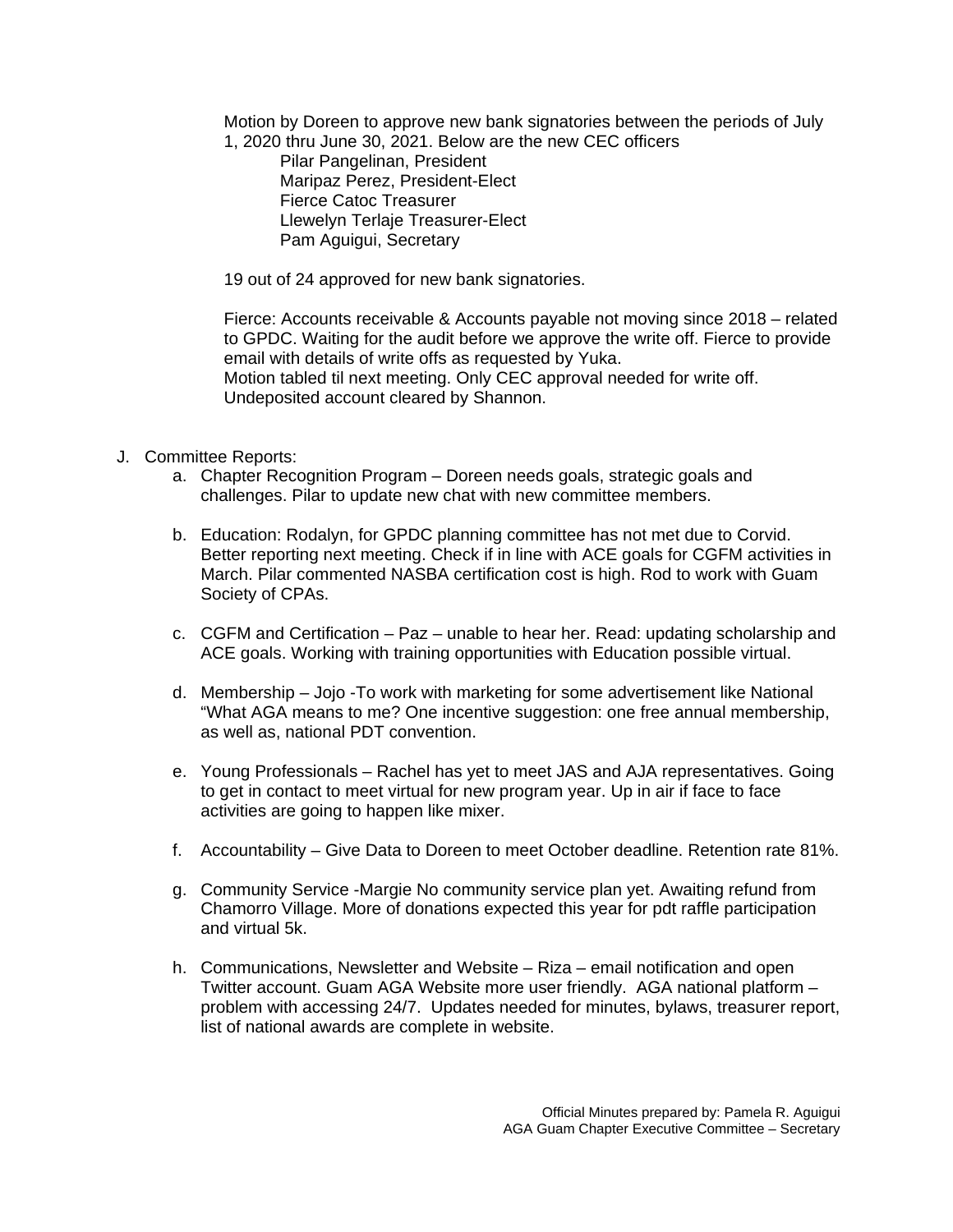Motion by Doreen to approve new bank signatories between the periods of July 1, 2020 thru June 30, 2021. Below are the new CEC officers

Pilar Pangelinan, President
Maripaz Perez, President-Elect
Fierce Catoc Treasurer
Llewelyn Terlaje Treasurer-Elect
Pam Aguigui, Secretary

19 out of 24 approved for new bank signatories.

Fierce: Accounts receivable & Accounts payable not moving since 2018 – related to GPDC. Waiting for the audit before we approve the write off. Fierce to provide email with details of write offs as requested by Yuka.
Motion tabled til next meeting. Only CEC approval needed for write off.
Undeposited account cleared by Shannon.

J. Committee Reports:

a. Chapter Recognition Program – Doreen needs goals, strategic goals and challenges. Pilar to update new chat with new committee members.

b. Education: Rodalyn, for GPDC planning committee has not met due to Corvid. Better reporting next meeting. Check if in line with ACE goals for CGFM activities in March. Pilar commented NASBA certification cost is high. Rod to work with Guam Society of CPAs.

c. CGFM and Certification – Paz – unable to hear her. Read: updating scholarship and ACE goals. Working with training opportunities with Education possible virtual.

d. Membership – Jojo -To work with marketing for some advertisement like National "What AGA means to me? One incentive suggestion: one free annual membership, as well as, national PDT convention.

e. Young Professionals – Rachel has yet to meet JAS and AJA representatives. Going to get in contact to meet virtual for new program year. Up in air if face to face activities are going to happen like mixer.

f. Accountability – Give Data to Doreen to meet October deadline. Retention rate 81%.

g. Community Service -Margie No community service plan yet. Awaiting refund from Chamorro Village. More of donations expected this year for pdt raffle participation and virtual 5k.

h. Communications, Newsletter and Website – Riza – email notification and open Twitter account. Guam AGA Website more user friendly. AGA national platform – problem with accessing 24/7. Updates needed for minutes, bylaws, treasurer report, list of national awards are complete in website.

Official Minutes prepared by: Pamela R. Aguigui
AGA Guam Chapter Executive Committee – Secretary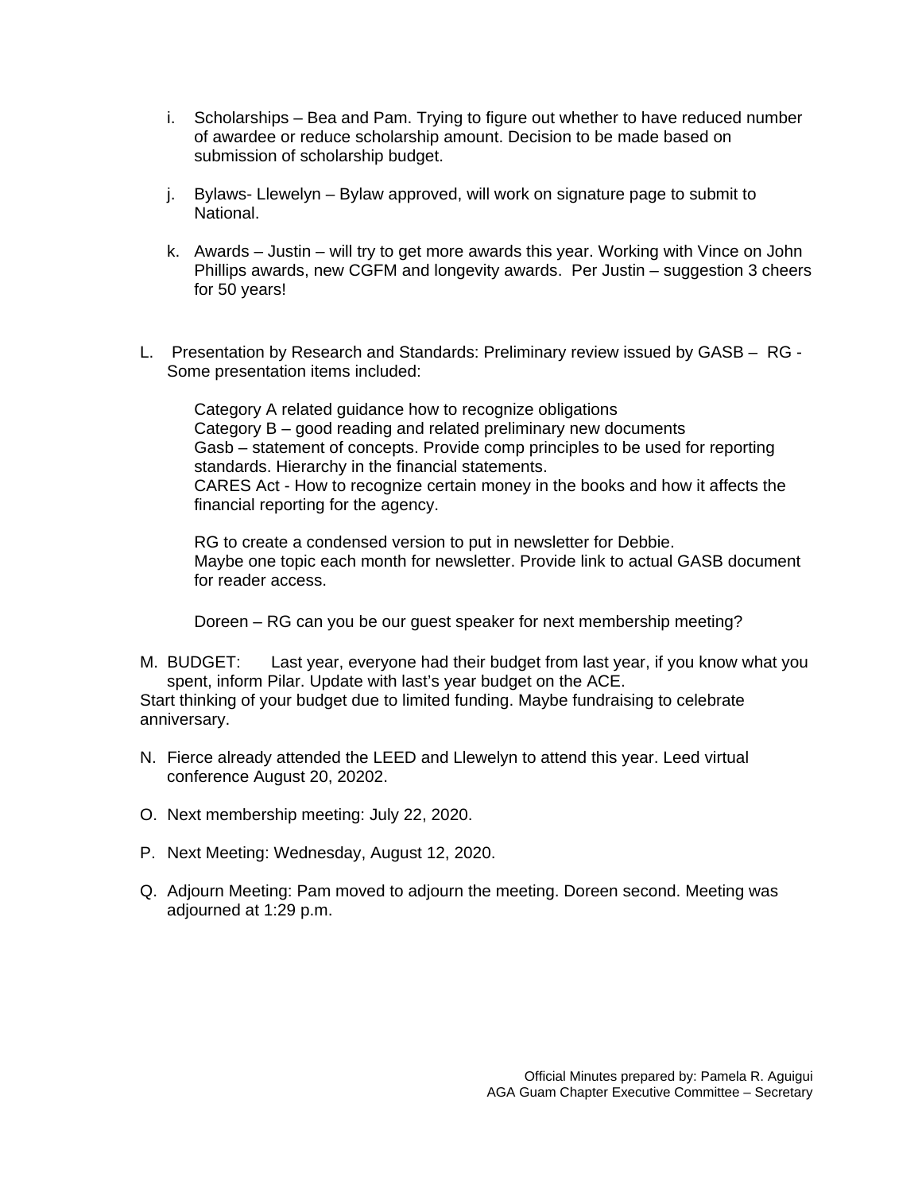i. Scholarships – Bea and Pam. Trying to figure out whether to have reduced number of awardee or reduce scholarship amount. Decision to be made based on submission of scholarship budget.

j. Bylaws- Llewelyn – Bylaw approved, will work on signature page to submit to National.

k. Awards – Justin – will try to get more awards this year. Working with Vince on John Phillips awards, new CGFM and longevity awards. Per Justin – suggestion 3 cheers for 50 years!

L. Presentation by Research and Standards: Preliminary review issued by GASB – RG - Some presentation items included:

Category A related guidance how to recognize obligations
Category B – good reading and related preliminary new documents
Gasb – statement of concepts. Provide comp principles to be used for reporting standards. Hierarchy in the financial statements.
CARES Act - How to recognize certain money in the books and how it affects the financial reporting for the agency.

RG to create a condensed version to put in newsletter for Debbie.
Maybe one topic each month for newsletter. Provide link to actual GASB document for reader access.

Doreen – RG can you be our guest speaker for next membership meeting?

M. BUDGET: Last year, everyone had their budget from last year, if you know what you spent, inform Pilar. Update with last's year budget on the ACE.
Start thinking of your budget due to limited funding. Maybe fundraising to celebrate anniversary.

N. Fierce already attended the LEED and Llewelyn to attend this year. Leed virtual conference August 20, 20202.

O. Next membership meeting: July 22, 2020.

P. Next Meeting: Wednesday, August 12, 2020.

Q. Adjourn Meeting: Pam moved to adjourn the meeting. Doreen second. Meeting was adjourned at 1:29 p.m.

Official Minutes prepared by: Pamela R. Aguigui
AGA Guam Chapter Executive Committee – Secretary